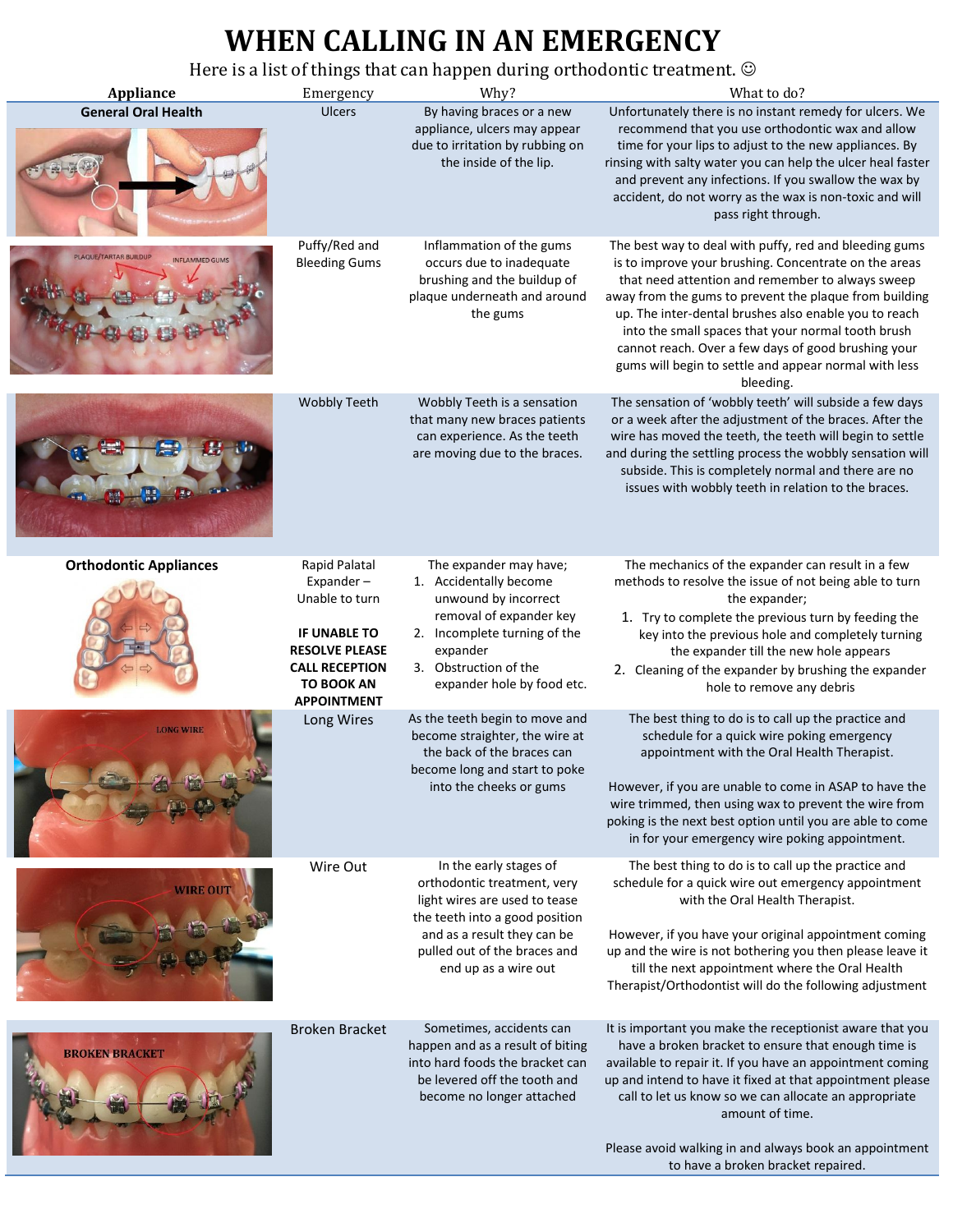# WHEN CALLING IN AN EMERGENCY

Here is a list of things that can happen during orthodontic treatment. ☺

| Appliance | Emergency | Why? | What to do? |
|---|---|---|---|
| **General Oral Health** | Ulcers | By having braces or a new appliance, ulcers may appear due to irritation by rubbing on the inside of the lip. | Unfortunately there is no instant remedy for ulcers. We recommend that you use orthodontic wax and allow time for your lips to adjust to the new appliances. By rinsing with salty water you can help the ulcer heal faster and prevent any infections. If you swallow the wax by accident, do not worry as the wax is non-toxic and will pass right through. |
| | Puffy/Red and Bleeding Gums | Inflammation of the gums occurs due to inadequate brushing and the buildup of plaque underneath and around the gums | The best way to deal with puffy, red and bleeding gums is to improve your brushing. Concentrate on the areas that need attention and remember to always sweep away from the gums to prevent the plaque from building up. The inter-dental brushes also enable you to reach into the small spaces that your normal tooth brush cannot reach. Over a few days of good brushing your gums will begin to settle and appear normal with less bleeding. |
| | Wobbly Teeth | Wobbly Teeth is a sensation that many new braces patients can experience. As the teeth are moving due to the braces. | The sensation of 'wobbly teeth' will subside a few days or a week after the adjustment of the braces. After the wire has moved the teeth, the teeth will begin to settle and during the settling process the wobbly sensation will subside. This is completely normal and there are no issues with wobbly teeth in relation to the braces. |
| **Orthodontic Appliances** | Rapid Palatal Expander – Unable to turn<br><br>**IF UNABLE TO RESOLVE PLEASE CALL RECEPTION TO BOOK AN APPOINTMENT** | The expander may have;<br>1. Accidentally become unwound by incorrect removal of expander key<br>2. Incomplete turning of the expander<br>3. Obstruction of the expander hole by food etc. | The mechanics of the expander can result in a few methods to resolve the issue of not being able to turn the expander;<br>1. Try to complete the previous turn by feeding the key into the previous hole and completely turning the expander till the new hole appears<br>2. Cleaning of the expander by brushing the expander hole to remove any debris |
| | Long Wires | As the teeth begin to move and become straighter, the wire at the back of the braces can become long and start to poke into the cheeks or gums | The best thing to do is to call up the practice and schedule for a quick wire poking emergency appointment with the Oral Health Therapist.<br><br>However, if you are unable to come in ASAP to have the wire trimmed, then using wax to prevent the wire from poking is the next best option until you are able to come in for your emergency wire poking appointment. |
| | Wire Out | In the early stages of orthodontic treatment, very light wires are used to tease the teeth into a good position and as a result they can be pulled out of the braces and end up as a wire out | The best thing to do is to call up the practice and schedule for a quick wire out emergency appointment with the Oral Health Therapist.<br><br>However, if you have your original appointment coming up and the wire is not bothering you then please leave it till the next appointment where the Oral Health Therapist/Orthodontist will do the following adjustment |
| | Broken Bracket | Sometimes, accidents can happen and as a result of biting into hard foods the bracket can be levered off the tooth and become no longer attached | It is important you make the receptionist aware that you have a broken bracket to ensure that enough time is available to repair it. If you have an appointment coming up and intend to have it fixed at that appointment please call to let us know so we can allocate an appropriate amount of time.<br><br>Please avoid walking in and always book an appointment to have a broken bracket repaired. |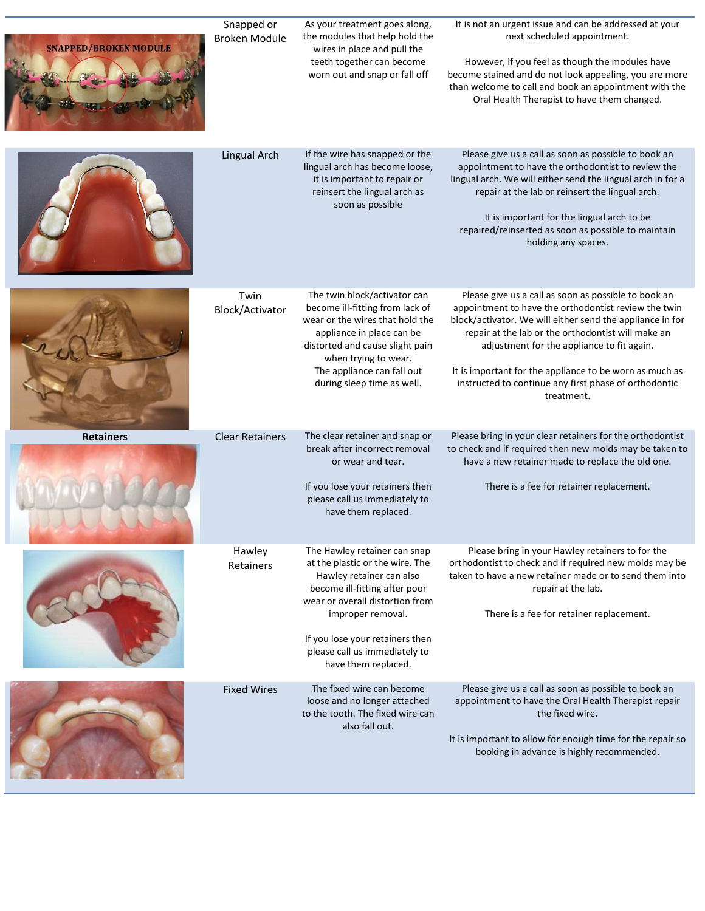| | | | |
|---|---|---|---|
| | Snapped or Broken Module | As your treatment goes along, the modules that help hold the wires in place and pull the teeth together can become worn out and snap or fall off | It is not an urgent issue and can be addressed at your next scheduled appointment.<br><br>However, if you feel as though the modules have become stained and do not look appealing, you are more than welcome to call and book an appointment with the Oral Health Therapist to have them changed. |
| | Lingual Arch | If the wire has snapped or the lingual arch has become loose, it is important to repair or reinsert the lingual arch as soon as possible | Please give us a call as soon as possible to book an appointment to have the orthodontist to review the lingual arch. We will either send the lingual arch in for a repair at the lab or reinsert the lingual arch.<br><br>It is important for the lingual arch to be repaired/reinserted as soon as possible to maintain holding any spaces. |
| | Twin Block/Activator | The twin block/activator can become ill-fitting from lack of wear or the wires that hold the appliance in place can be distorted and cause slight pain when trying to wear.<br>The appliance can fall out during sleep time as well. | Please give us a call as soon as possible to book an appointment to have the orthodontist review the twin block/activator. We will either send the appliance in for repair at the lab or the orthodontist will make an adjustment for the appliance to fit again.<br><br>It is important for the appliance to be worn as much as instructed to continue any first phase of orthodontic treatment. |
| **Retainers** | Clear Retainers | The clear retainer and snap or break after incorrect removal or wear and tear.<br><br>If you lose your retainers then please call us immediately to have them replaced. | Please bring in your clear retainers for the orthodontist to check and if required then new molds may be taken to have a new retainer made to replace the old one.<br><br>There is a fee for retainer replacement. |
| | Hawley Retainers | The Hawley retainer can snap at the plastic or the wire. The Hawley retainer can also become ill-fitting after poor wear or overall distortion from improper removal.<br><br>If you lose your retainers then please call us immediately to have them replaced. | Please bring in your Hawley retainers to for the orthodontist to check and if required new molds may be taken to have a new retainer made or to send them into repair at the lab.<br><br>There is a fee for retainer replacement. |
| | Fixed Wires | The fixed wire can become loose and no longer attached to the tooth. The fixed wire can also fall out. | Please give us a call as soon as possible to book an appointment to have the Oral Health Therapist repair the fixed wire.<br><br>It is important to allow for enough time for the repair so booking in advance is highly recommended. |